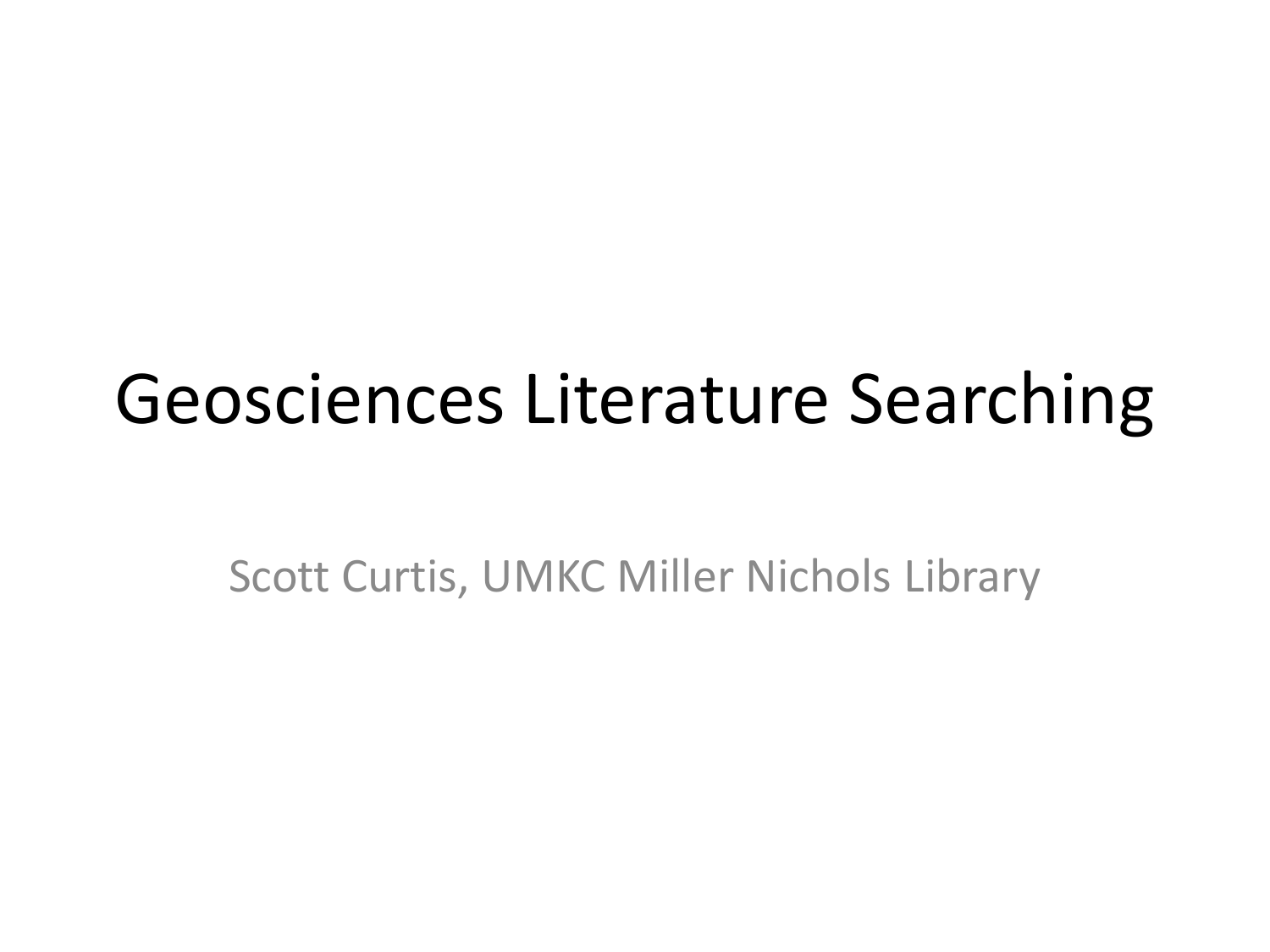# Geosciences Literature Searching

Scott Curtis, UMKC Miller Nichols Library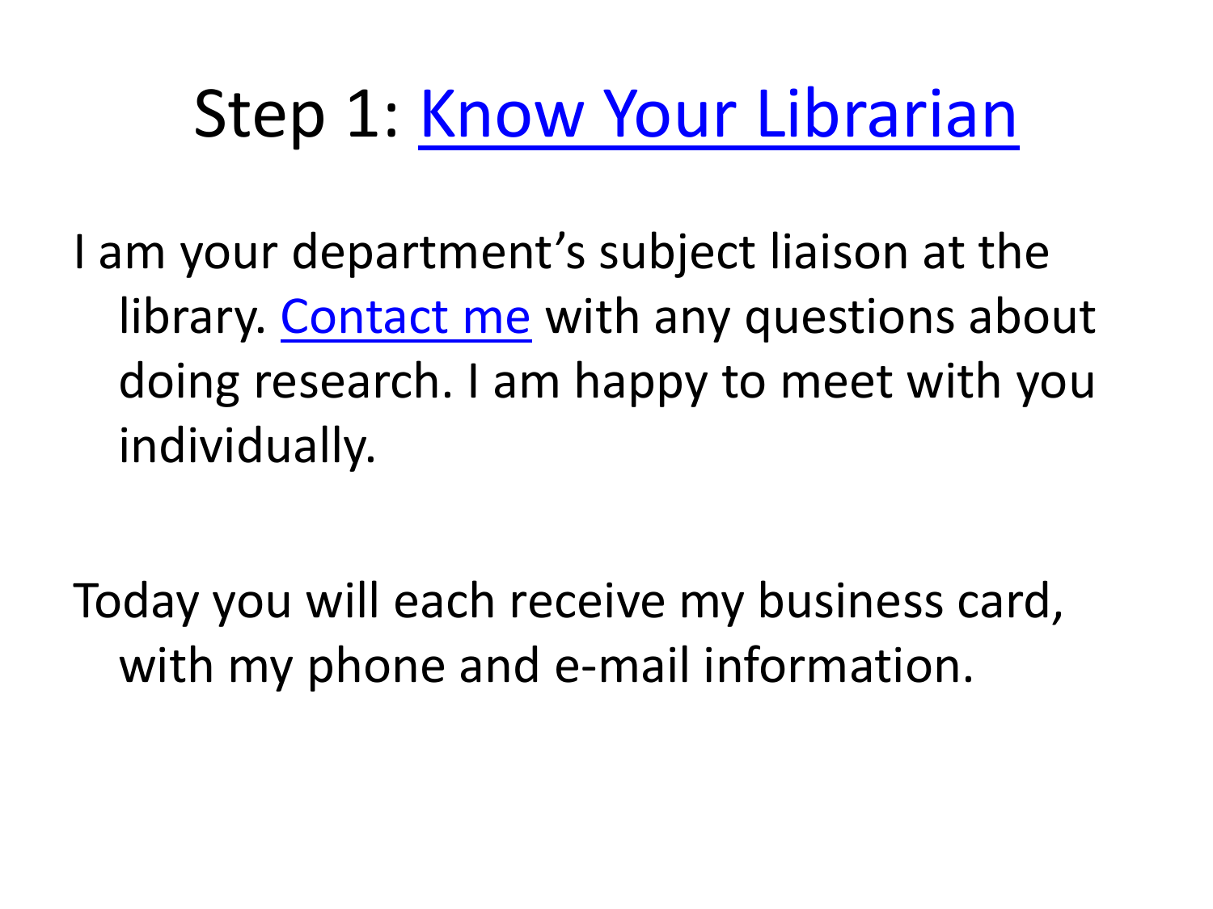# Step 1: Know Your Librarian

I am your department's subject liaison at the library. Contact me with any questions about doing research. I am happy to meet with you individually.

Today you will each receive my business card, with my phone and e-mail information.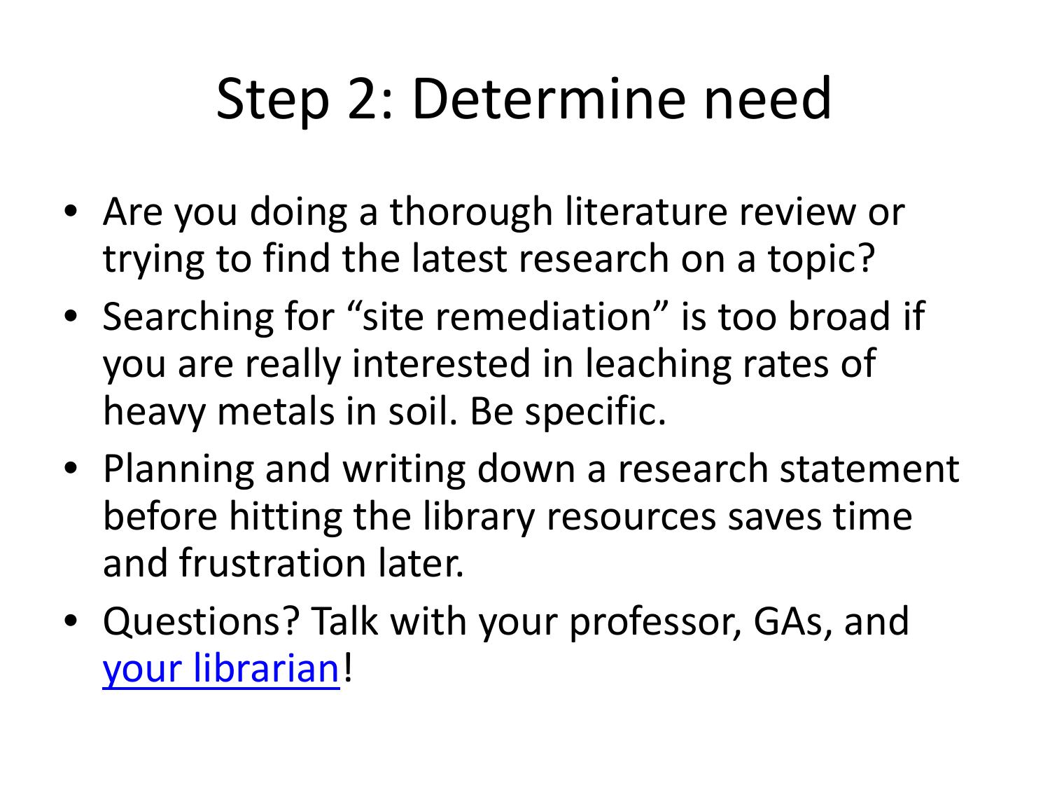# Step 2: Determine need

- Are you doing a thorough literature review or trying to find the latest research on a topic?
- Searching for "site remediation" is too broad if you are really interested in leaching rates of heavy metals in soil. Be specific.
- Planning and writing down a research statement before hitting the library resources saves time and frustration later.
- Questions? Talk with your professor, GAs, and your librarian!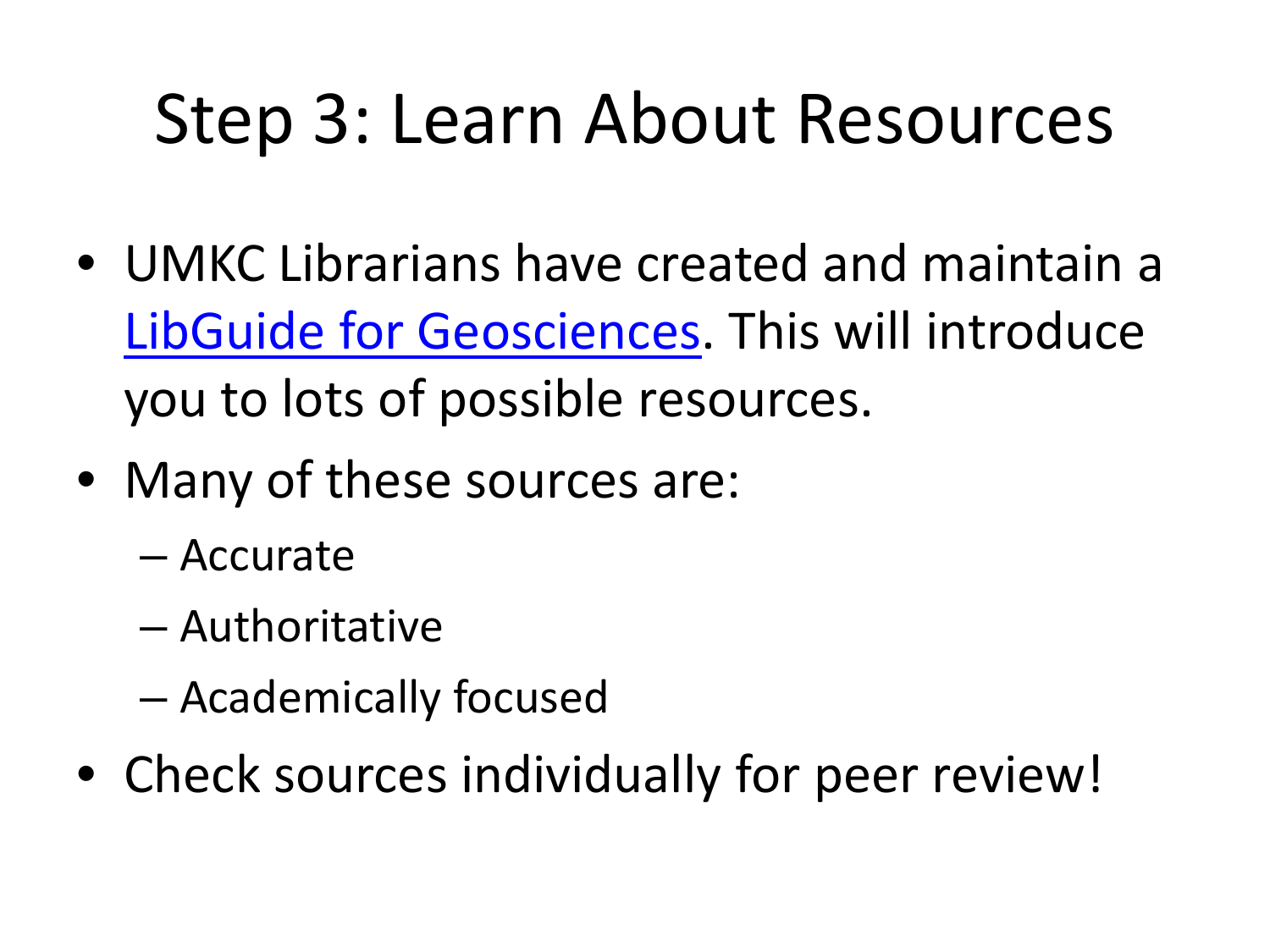# Step 3: Learn About Resources

- UMKC Librarians have created and maintain a LibGuide for Geosciences. This will introduce you to lots of possible resources.
- Many of these sources are:
  - Accurate
  - Authoritative
  - Academically focused
- Check sources individually for peer review!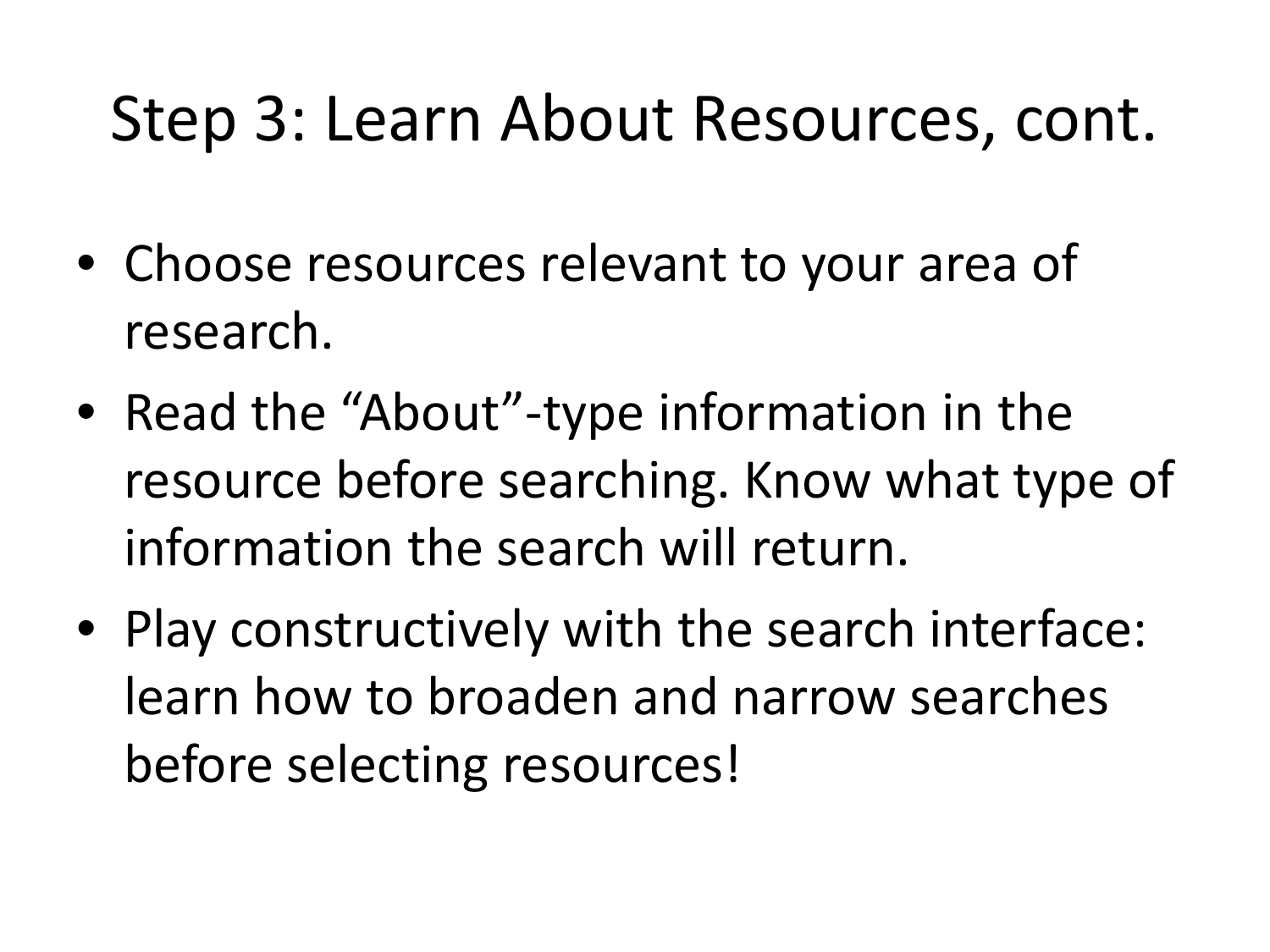# Step 3: Learn About Resources, cont.

- Choose resources relevant to your area of research.
- Read the “About”-type information in the resource before searching. Know what type of information the search will return.
- Play constructively with the search interface: learn how to broaden and narrow searches before selecting resources!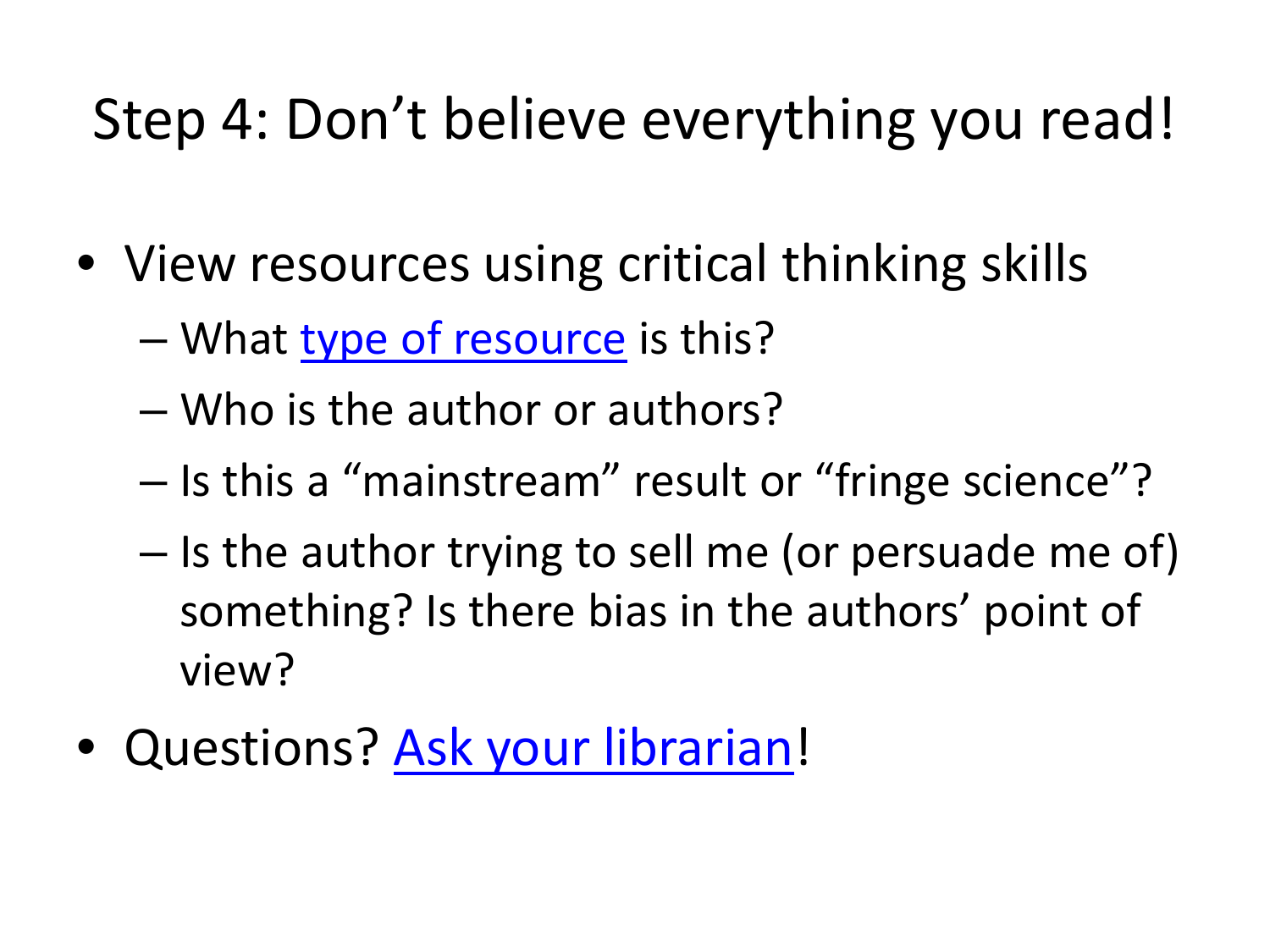# Step 4: Don't believe everything you read!

- View resources using critical thinking skills
  - What type of resource is this?
  - Who is the author or authors?
  - Is this a "mainstream" result or "fringe science"?
  - Is the author trying to sell me (or persuade me of) something? Is there bias in the authors' point of view?
- Questions? Ask your librarian!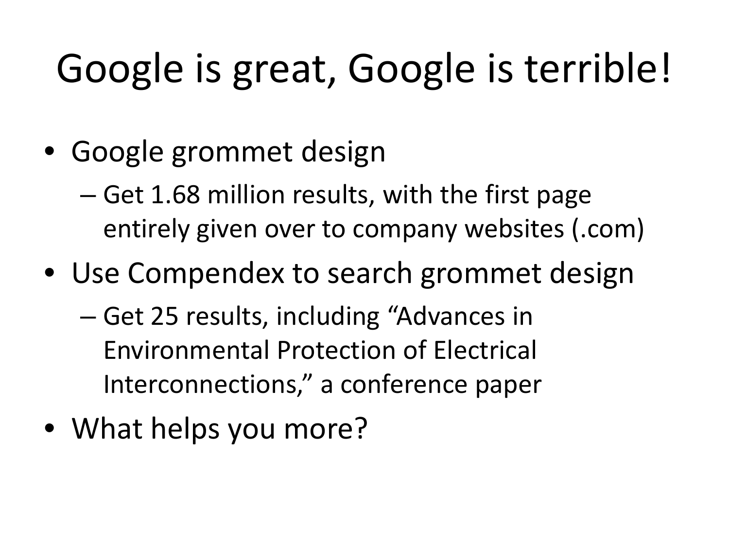# Google is great, Google is terrible!

- Google grommet design
  - Get 1.68 million results, with the first page entirely given over to company websites (.com)
- Use Compendex to search grommet design
  - Get 25 results, including "Advances in Environmental Protection of Electrical Interconnections," a conference paper
- What helps you more?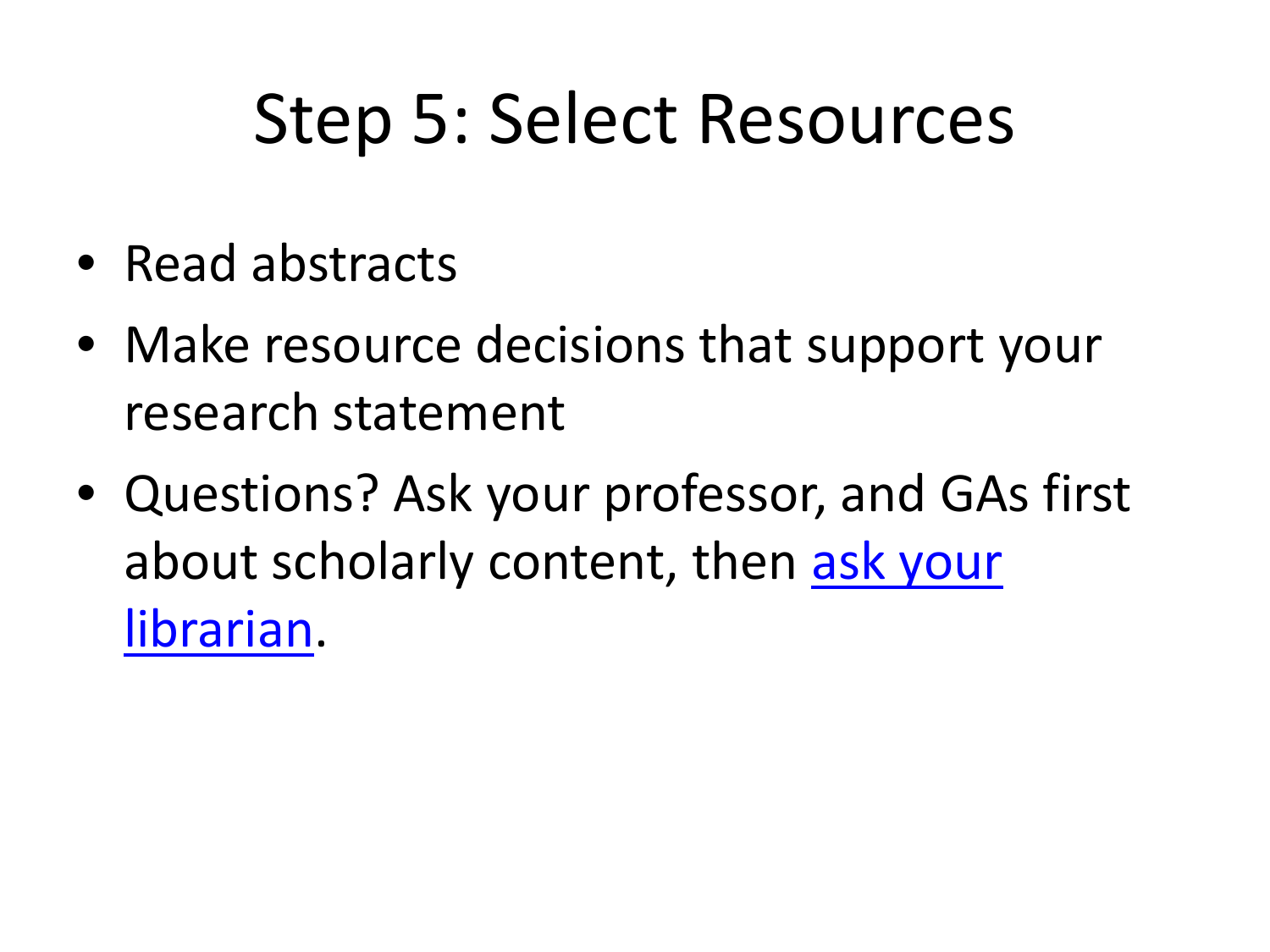# Step 5: Select Resources

- Read abstracts
- Make resource decisions that support your research statement
- Questions? Ask your professor, and GAs first about scholarly content, then ask your librarian.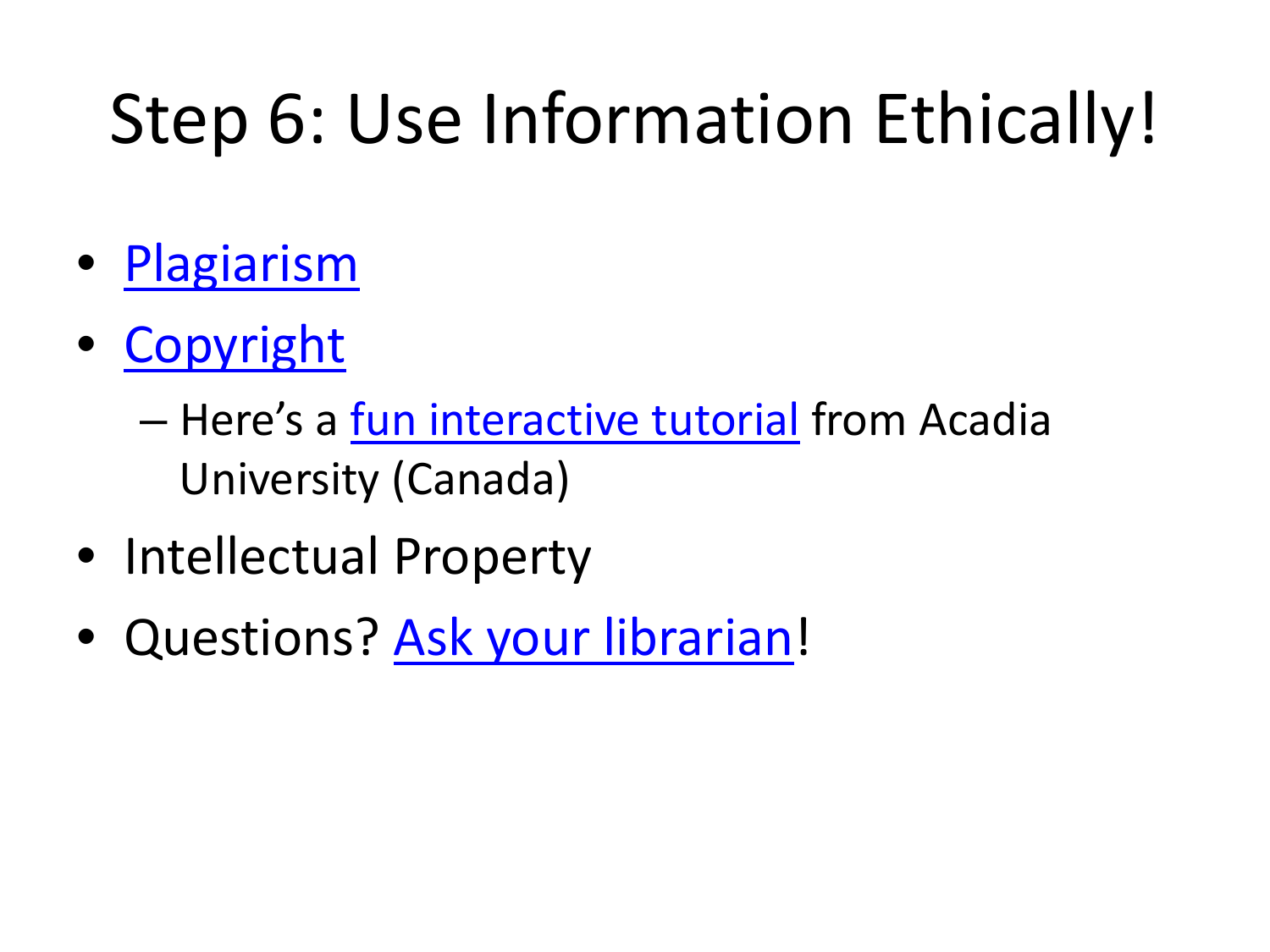# Step 6: Use Information Ethically!

- Plagiarism
- Copyright
  - Here's a fun interactive tutorial from Acadia University (Canada)
- Intellectual Property
- Questions? Ask your librarian!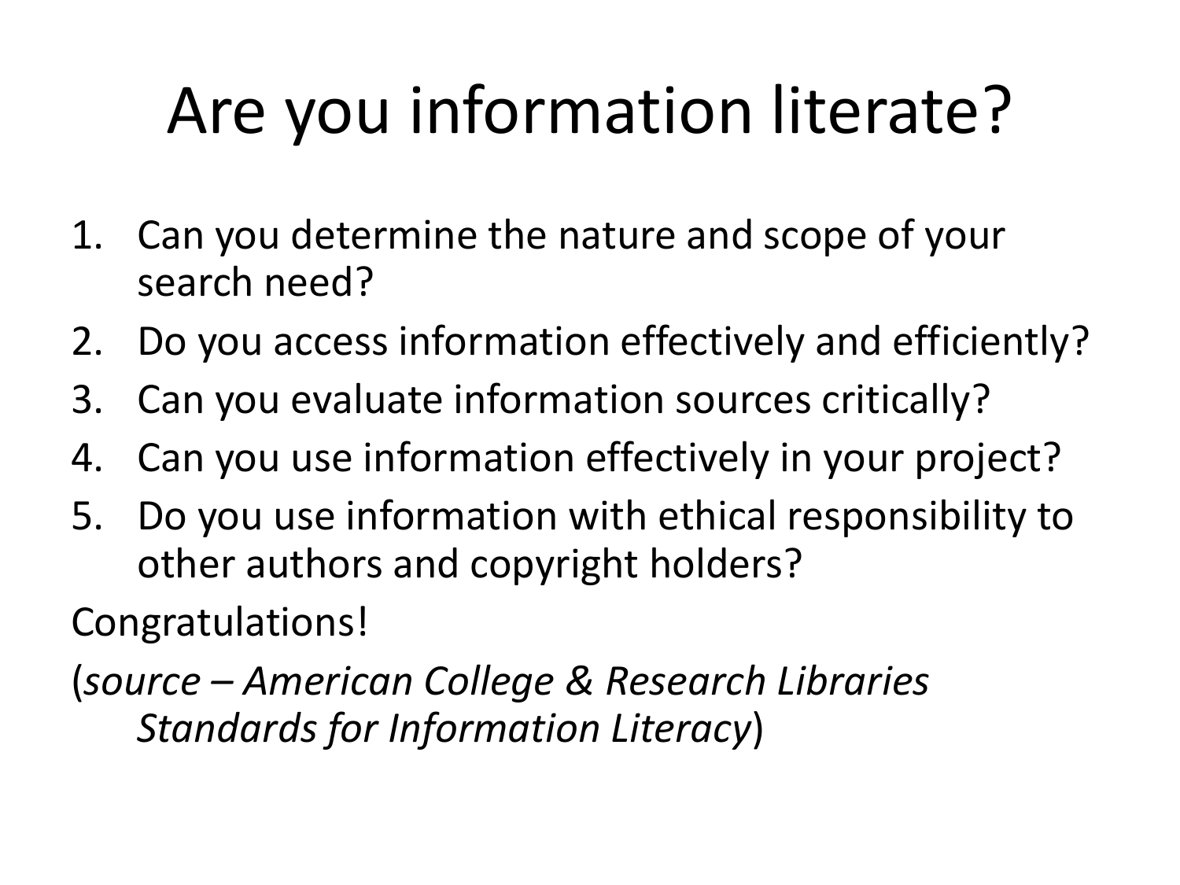# Are you information literate?

1. Can you determine the nature and scope of your search need?
2. Do you access information effectively and efficiently?
3. Can you evaluate information sources critically?
4. Can you use information effectively in your project?
5. Do you use information with ethical responsibility to other authors and copyright holders?

Congratulations!

(*source – American College & Research Libraries Standards for Information Literacy*)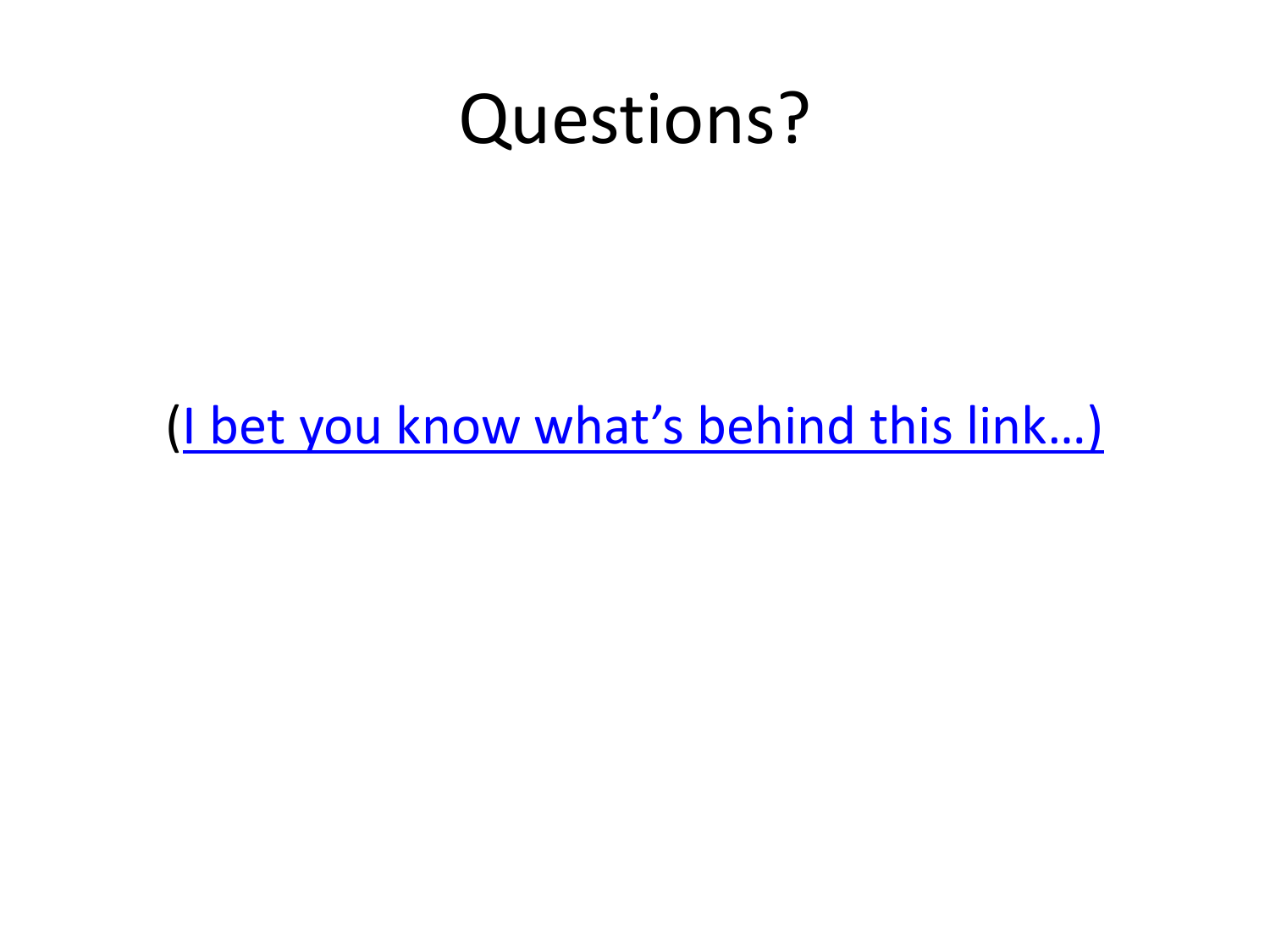# Questions?

(I bet you know what's behind this link…)